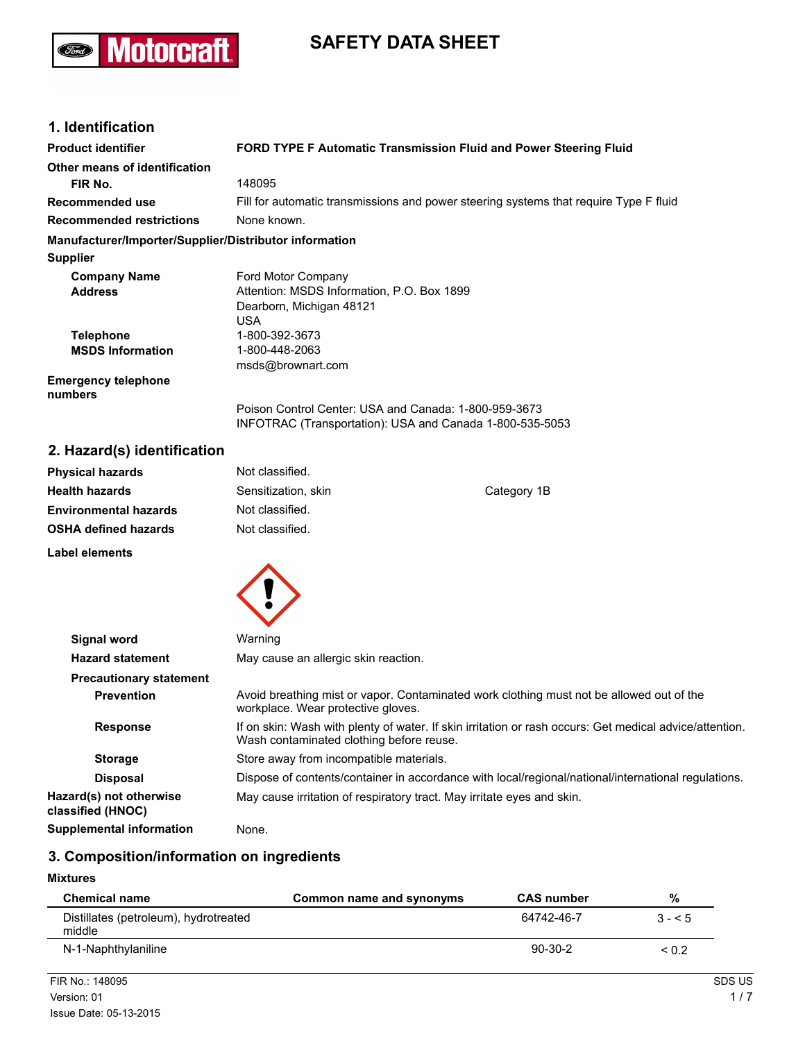# SAFETY DATA SHEET

## 1. Identification

**Product identifier** FORD TYPE F Automatic Transmission Fluid and Power Steering Fluid

**Other means of identification**

**FIR No.** 148095

**Recommended use** Fill for automatic transmissions and power steering systems that require Type F fluid

**Recommended restrictions** None known.

**Manufacturer/Importer/Supplier/Distributor information**

**Supplier**

**Company Name** Ford Motor Company

**Address** Attention: MSDS Information, P.O. Box 1899
Dearborn, Michigan 48121
USA

**Telephone** 1-800-392-3673

**MSDS Information** 1-800-448-2063
msds@brownart.com

**Emergency telephone numbers**

Poison Control Center: USA and Canada: 1-800-959-3673
INFOTRAC (Transportation): USA and Canada 1-800-535-5053

## 2. Hazard(s) identification

| | | |
|---|---|---|
| **Physical hazards** | Not classified. | |
| **Health hazards** | Sensitization, skin | Category 1B |
| **Environmental hazards** | Not classified. | |
| **OSHA defined hazards** | Not classified. | |

**Label elements**

**Signal word** Warning

**Hazard statement** May cause an allergic skin reaction.

**Precautionary statement**

**Prevention** Avoid breathing mist or vapor. Contaminated work clothing must not be allowed out of the workplace. Wear protective gloves.

**Response** If on skin: Wash with plenty of water. If skin irritation or rash occurs: Get medical advice/attention. Wash contaminated clothing before reuse.

**Storage** Store away from incompatible materials.

**Disposal** Dispose of contents/container in accordance with local/regional/national/international regulations.

**Hazard(s) not otherwise classified (HNOC)** May cause irritation of respiratory tract. May irritate eyes and skin.

**Supplemental information** None.

## 3. Composition/information on ingredients

**Mixtures**

| Chemical name | Common name and synonyms | CAS number | % |
|---|---|---|---|
| Distillates (petroleum), hydrotreated middle | | 64742-46-7 | 3 - < 5 |
| N-1-Naphthylaniline | | 90-30-2 | < 0.2 |

FIR No.: 148095
Version: 01
Issue Date: 05-13-2015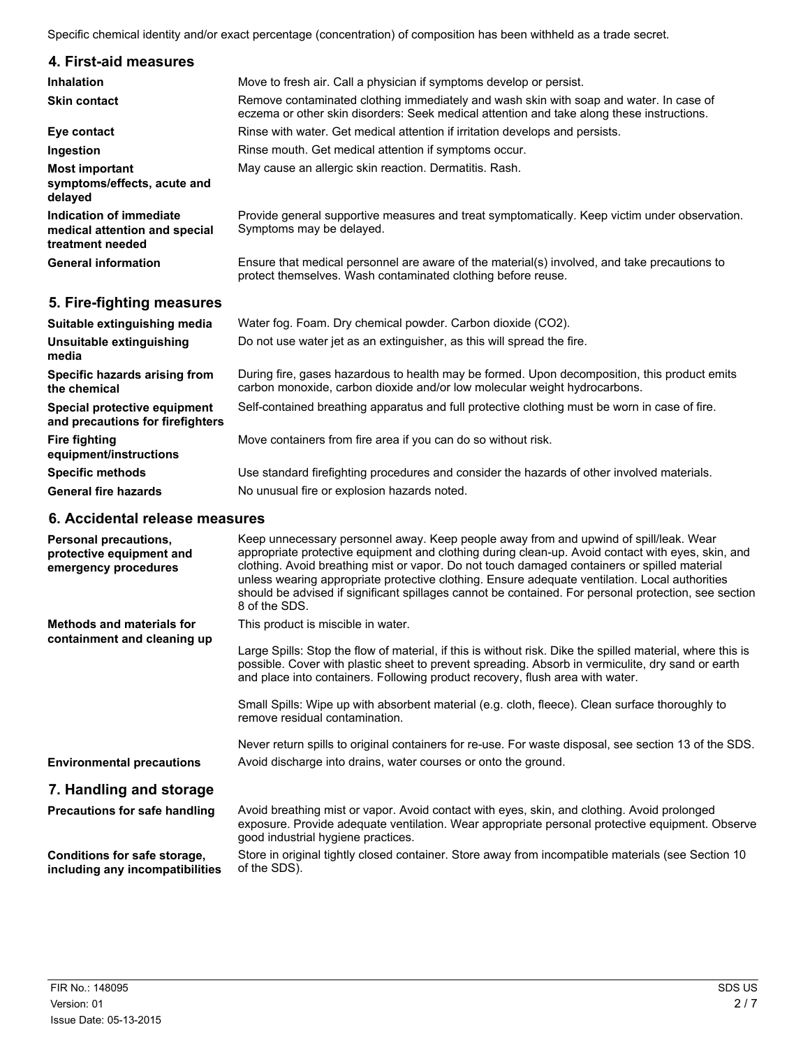Specific chemical identity and/or exact percentage (concentration) of composition has been withheld as a trade secret.

## 4. First-aid measures

**Inhalation**
Move to fresh air. Call a physician if symptoms develop or persist.

**Skin contact**
Remove contaminated clothing immediately and wash skin with soap and water. In case of eczema or other skin disorders: Seek medical attention and take along these instructions.

**Eye contact**
Rinse with water. Get medical attention if irritation develops and persists.

**Ingestion**
Rinse mouth. Get medical attention if symptoms occur.

**Most important symptoms/effects, acute and delayed**
May cause an allergic skin reaction. Dermatitis. Rash.

**Indication of immediate medical attention and special treatment needed**
Provide general supportive measures and treat symptomatically. Keep victim under observation. Symptoms may be delayed.

**General information**
Ensure that medical personnel are aware of the material(s) involved, and take precautions to protect themselves. Wash contaminated clothing before reuse.

## 5. Fire-fighting measures

**Suitable extinguishing media**
Water fog. Foam. Dry chemical powder. Carbon dioxide ($CO_2$).

**Unsuitable extinguishing media**
Do not use water jet as an extinguisher, as this will spread the fire.

**Specific hazards arising from the chemical**
During fire, gases hazardous to health may be formed. Upon decomposition, this product emits carbon monoxide, carbon dioxide and/or low molecular weight hydrocarbons.

**Special protective equipment and precautions for firefighters**
Self-contained breathing apparatus and full protective clothing must be worn in case of fire.

**Fire fighting equipment/instructions**
Move containers from fire area if you can do so without risk.

**Specific methods**
Use standard firefighting procedures and consider the hazards of other involved materials.

**General fire hazards**
No unusual fire or explosion hazards noted.

## 6. Accidental release measures

**Personal precautions, protective equipment and emergency procedures**
Keep unnecessary personnel away. Keep people away from and upwind of spill/leak. Wear appropriate protective equipment and clothing during clean-up. Avoid contact with eyes, skin, and clothing. Avoid breathing mist or vapor. Do not touch damaged containers or spilled material unless wearing appropriate protective clothing. Ensure adequate ventilation. Local authorities should be advised if significant spillages cannot be contained. For personal protection, see section 8 of the SDS.

**Methods and materials for containment and cleaning up**
This product is miscible in water.

Large Spills: Stop the flow of material, if this is without risk. Dike the spilled material, where this is possible. Cover with plastic sheet to prevent spreading. Absorb in vermiculite, dry sand or earth and place into containers. Following product recovery, flush area with water.

Small Spills: Wipe up with absorbent material (e.g. cloth, fleece). Clean surface thoroughly to remove residual contamination.

Never return spills to original containers for re-use. For waste disposal, see section 13 of the SDS.

**Environmental precautions**
Avoid discharge into drains, water courses or onto the ground.

## 7. Handling and storage

**Precautions for safe handling**
Avoid breathing mist or vapor. Avoid contact with eyes, skin, and clothing. Avoid prolonged exposure. Provide adequate ventilation. Wear appropriate personal protective equipment. Observe good industrial hygiene practices.

**Conditions for safe storage, including any incompatibilities**
Store in original tightly closed container. Store away from incompatible materials (see Section 10 of the SDS).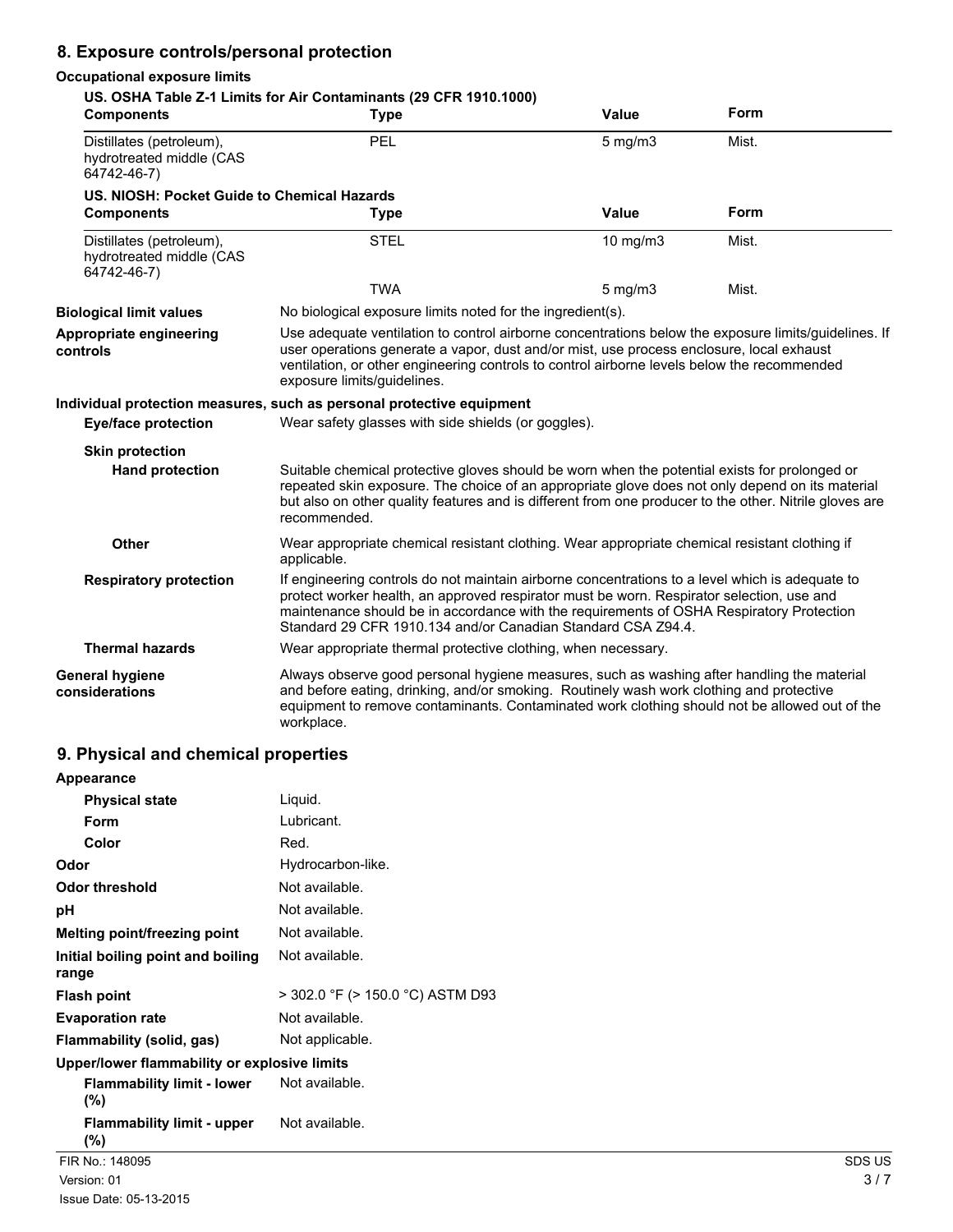## 8. Exposure controls/personal protection

### Occupational exposure limits

**US. OSHA Table Z-1 Limits for Air Contaminants (29 CFR 1910.1000)**

| Components | Type | Value | Form |
|---|---|---|---|
| Distillates (petroleum), hydrotreated middle (CAS 64742-46-7) | PEL | 5 mg/m3 | Mist. |

**US. NIOSH: Pocket Guide to Chemical Hazards**

| Components | Type | Value | Form |
|---|---|---|---|
| Distillates (petroleum), hydrotreated middle (CAS 64742-46-7) | STEL | 10 mg/m3 | Mist. |
| | TWA | 5 mg/m3 | Mist. |

**Biological limit values** No biological exposure limits noted for the ingredient(s).

**Appropriate engineering controls** Use adequate ventilation to control airborne concentrations below the exposure limits/guidelines. If user operations generate a vapor, dust and/or mist, use process enclosure, local exhaust ventilation, or other engineering controls to control airborne levels below the recommended exposure limits/guidelines.

**Individual protection measures, such as personal protective equipment**

**Eye/face protection** Wear safety glasses with side shields (or goggles).

**Skin protection**

**Hand protection** Suitable chemical protective gloves should be worn when the potential exists for prolonged or repeated skin exposure. The choice of an appropriate glove does not only depend on its material but also on other quality features and is different from one producer to the other. Nitrile gloves are recommended.

**Other** Wear appropriate chemical resistant clothing. Wear appropriate chemical resistant clothing if applicable.

**Respiratory protection** If engineering controls do not maintain airborne concentrations to a level which is adequate to protect worker health, an approved respirator must be worn. Respirator selection, use and maintenance should be in accordance with the requirements of OSHA Respiratory Protection Standard 29 CFR 1910.134 and/or Canadian Standard CSA Z94.4.

**Thermal hazards** Wear appropriate thermal protective clothing, when necessary.

**General hygiene considerations** Always observe good personal hygiene measures, such as washing after handling the material and before eating, drinking, and/or smoking. Routinely wash work clothing and protective equipment to remove contaminants. Contaminated work clothing should not be allowed out of the workplace.

## 9. Physical and chemical properties

**Appearance**

**Physical state** Liquid.

**Form** Lubricant.

**Color** Red.

**Odor** Hydrocarbon-like.

**Odor threshold** Not available.

**pH** Not available.

**Melting point/freezing point** Not available.

**Initial boiling point and boiling range** Not available.

**Flash point** > 302.0 °F (> 150.0 °C) ASTM D93

**Evaporation rate** Not available.

**Flammability (solid, gas)** Not applicable.

**Upper/lower flammability or explosive limits**

**Flammability limit - lower (%)** Not available.

**Flammability limit - upper (%)** Not available.

FIR No.: 148095
Version: 01
Issue Date: 05-13-2015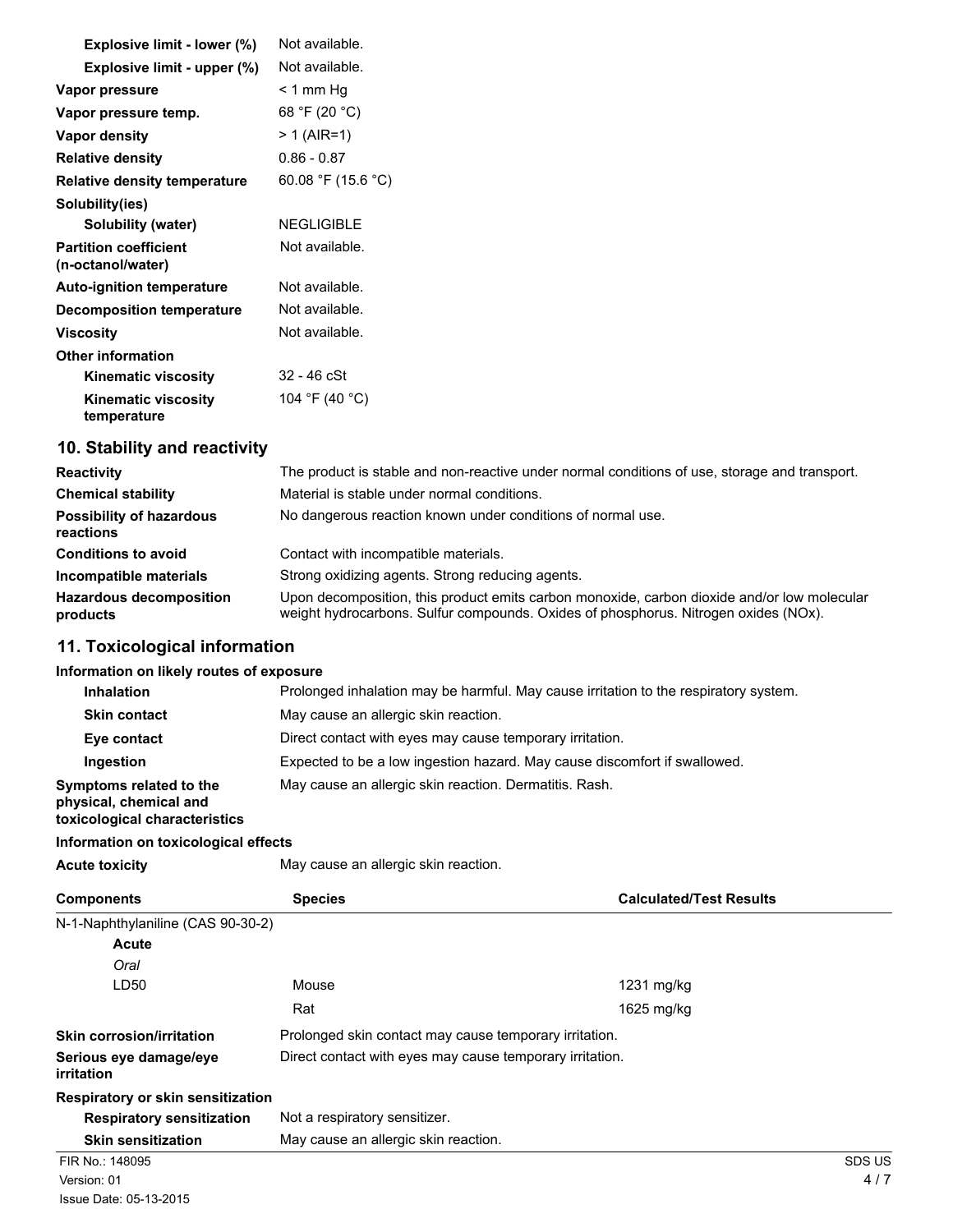| | |
|---|---|
| **Explosive limit - lower (%)** | Not available. |
| **Explosive limit - upper (%)** | Not available. |
| **Vapor pressure** | < 1 mm Hg |
| **Vapor pressure temp.** | 68 °F (20 °C) |
| **Vapor density** | > 1 (AIR=1) |
| **Relative density** | 0.86 - 0.87 |
| **Relative density temperature** | 60.08 °F (15.6 °C) |
| **Solubility(ies)** | |
| **Solubility (water)** | NEGLIGIBLE |
| **Partition coefficient (n-octanol/water)** | Not available. |
| **Auto-ignition temperature** | Not available. |
| **Decomposition temperature** | Not available. |
| **Viscosity** | Not available. |
| **Other information** | |
| **Kinematic viscosity** | 32 - 46 cSt |
| **Kinematic viscosity temperature** | 104 °F (40 °C) |

## 10. Stability and reactivity

| | |
|---|---|
| **Reactivity** | The product is stable and non-reactive under normal conditions of use, storage and transport. |
| **Chemical stability** | Material is stable under normal conditions. |
| **Possibility of hazardous reactions** | No dangerous reaction known under conditions of normal use. |
| **Conditions to avoid** | Contact with incompatible materials. |
| **Incompatible materials** | Strong oxidizing agents. Strong reducing agents. |
| **Hazardous decomposition products** | Upon decomposition, this product emits carbon monoxide, carbon dioxide and/or low molecular weight hydrocarbons. Sulfur compounds. Oxides of phosphorus. Nitrogen oxides (NOx). |

## 11. Toxicological information

**Information on likely routes of exposure**

| | |
|---|---|
| **Inhalation** | Prolonged inhalation may be harmful. May cause irritation to the respiratory system. |
| **Skin contact** | May cause an allergic skin reaction. |
| **Eye contact** | Direct contact with eyes may cause temporary irritation. |
| **Ingestion** | Expected to be a low ingestion hazard. May cause discomfort if swallowed. |
| **Symptoms related to the physical, chemical and toxicological characteristics** | May cause an allergic skin reaction. Dermatitis. Rash. |

**Information on toxicological effects**

**Acute toxicity** May cause an allergic skin reaction.

| Components | Species | Calculated/Test Results |
|---|---|---|
| N-1-Naphthylaniline (CAS 90-30-2) | | |
| **Acute** | | |
| *Oral* | | |
| LD50 | Mouse | 1231 mg/kg |
| | Rat | 1625 mg/kg |

| | |
|---|---|
| **Skin corrosion/irritation** | Prolonged skin contact may cause temporary irritation. |
| **Serious eye damage/eye irritation** | Direct contact with eyes may cause temporary irritation. |
| **Respiratory or skin sensitization** | |
| **Respiratory sensitization** | Not a respiratory sensitizer. |
| **Skin sensitization** | May cause an allergic skin reaction. |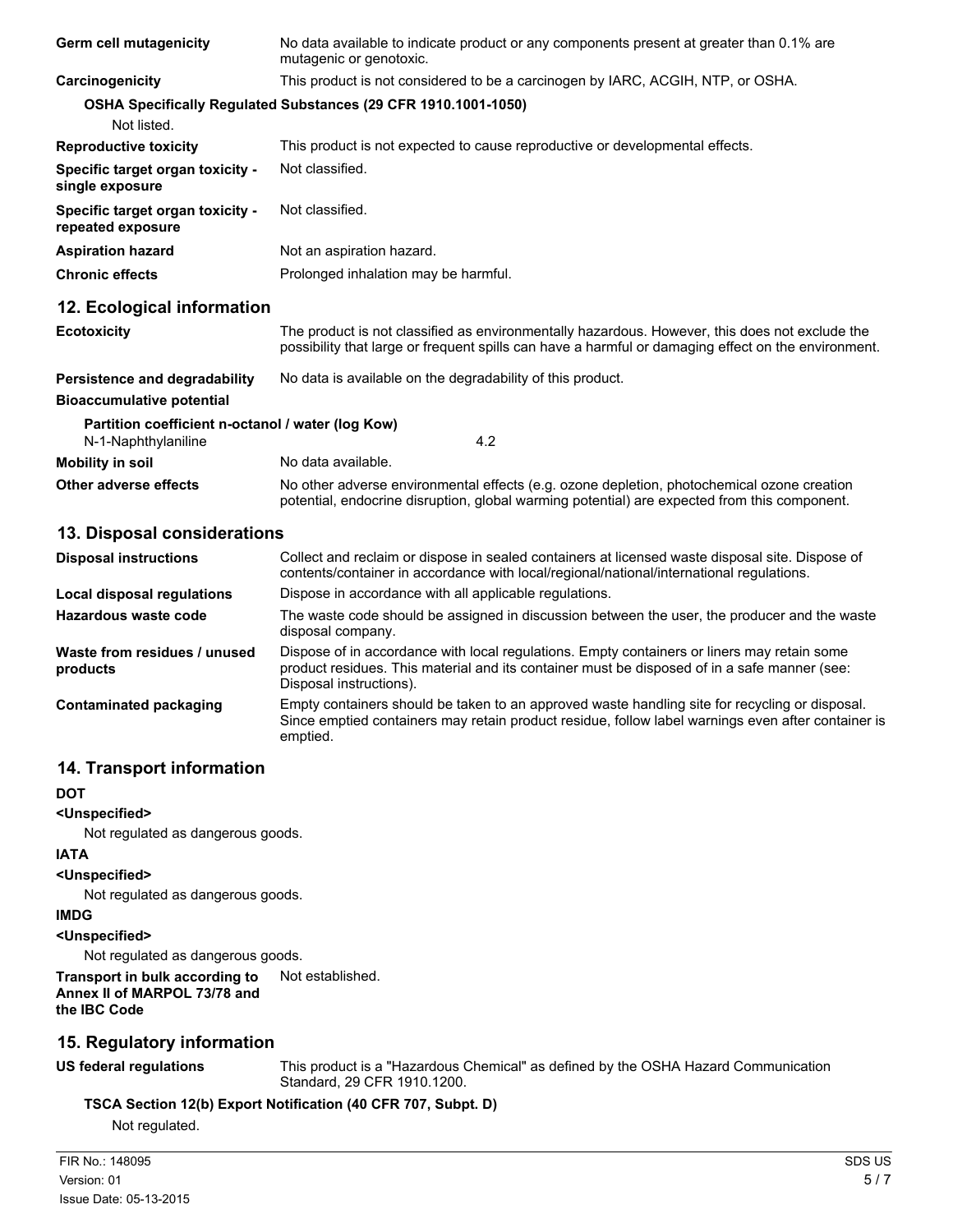**Germ cell mutagenicity** No data available to indicate product or any components present at greater than 0.1% are mutagenic or genotoxic.

**Carcinogenicity** This product is not considered to be a carcinogen by IARC, ACGIH, NTP, or OSHA.

**OSHA Specifically Regulated Substances (29 CFR 1910.1001-1050)**

Not listed.

**Reproductive toxicity** This product is not expected to cause reproductive or developmental effects.

**Specific target organ toxicity - single exposure** Not classified.

**Specific target organ toxicity - repeated exposure** Not classified.

**Aspiration hazard** Not an aspiration hazard.

**Chronic effects** Prolonged inhalation may be harmful.

## 12. Ecological information

**Ecotoxicity** The product is not classified as environmentally hazardous. However, this does not exclude the possibility that large or frequent spills can have a harmful or damaging effect on the environment.

**Persistence and degradability** No data is available on the degradability of this product.

**Bioaccumulative potential**

**Partition coefficient n-octanol / water (log Kow)**

N-1-Naphthylaniline 4.2

**Mobility in soil** No data available.

**Other adverse effects** No other adverse environmental effects (e.g. ozone depletion, photochemical ozone creation potential, endocrine disruption, global warming potential) are expected from this component.

## 13. Disposal considerations

**Disposal instructions** Collect and reclaim or dispose in sealed containers at licensed waste disposal site. Dispose of contents/container in accordance with local/regional/national/international regulations.

**Local disposal regulations** Dispose in accordance with all applicable regulations.

**Hazardous waste code** The waste code should be assigned in discussion between the user, the producer and the waste disposal company.

**Waste from residues / unused products** Dispose of in accordance with local regulations. Empty containers or liners may retain some product residues. This material and its container must be disposed of in a safe manner (see: Disposal instructions).

**Contaminated packaging** Empty containers should be taken to an approved waste handling site for recycling or disposal. Since emptied containers may retain product residue, follow label warnings even after container is emptied.

## 14. Transport information

**DOT**

**<Unspecified>**

Not regulated as dangerous goods.

**IATA**

**<Unspecified>**

Not regulated as dangerous goods.

**IMDG**

**<Unspecified>**

Not regulated as dangerous goods.

**Transport in bulk according to Annex II of MARPOL 73/78 and the IBC Code** Not established.

## 15. Regulatory information

**US federal regulations** This product is a "Hazardous Chemical" as defined by the OSHA Hazard Communication Standard, 29 CFR 1910.1200.

**TSCA Section 12(b) Export Notification (40 CFR 707, Subpt. D)**

Not regulated.

FIR No.: 148095
Version: 01
Issue Date: 05-13-2015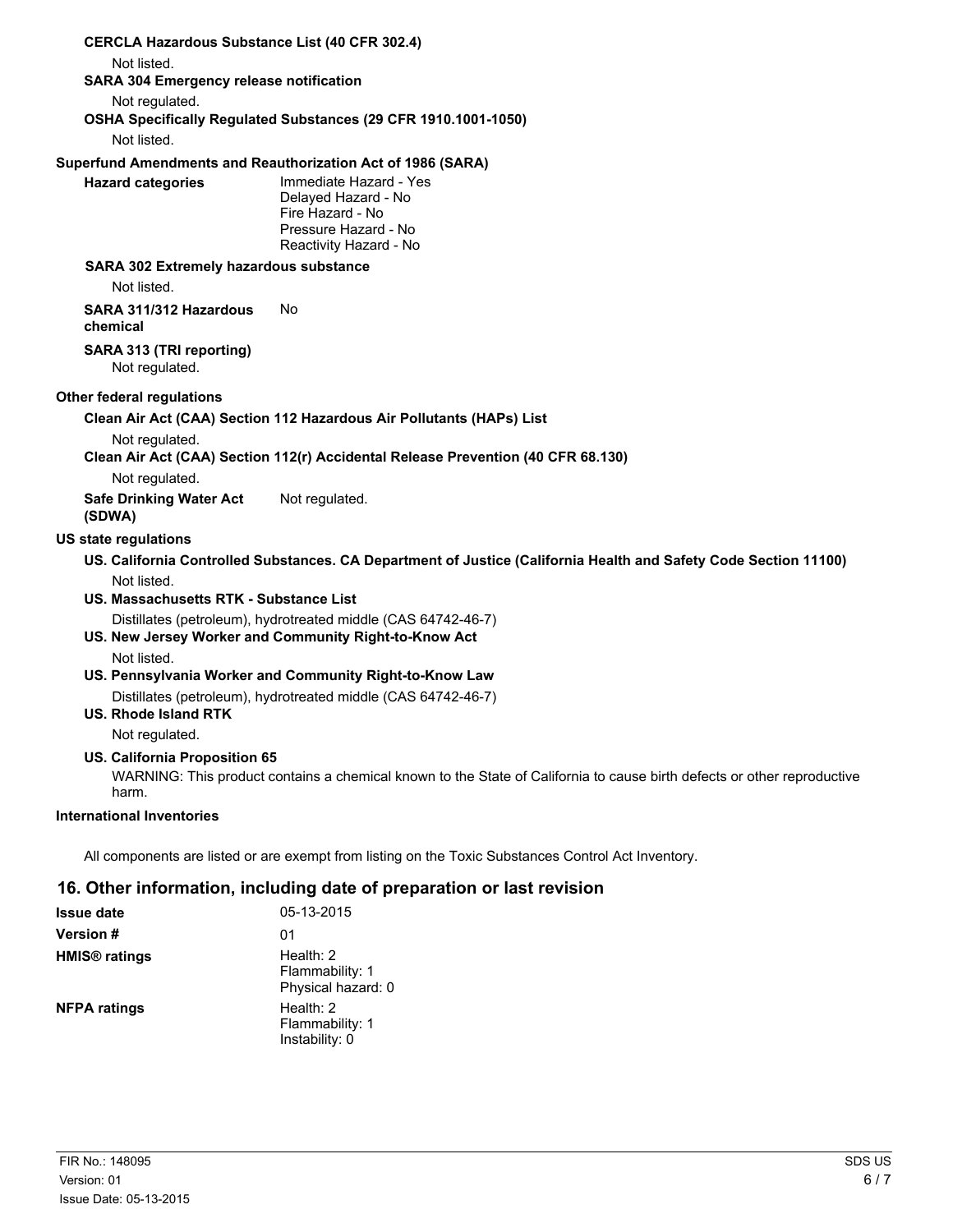**CERCLA Hazardous Substance List (40 CFR 302.4)**

Not listed.

**SARA 304 Emergency release notification**

Not regulated.

**OSHA Specifically Regulated Substances (29 CFR 1910.1001-1050)**

Not listed.

**Superfund Amendments and Reauthorization Act of 1986 (SARA)**

**Hazard categories**
Immediate Hazard - Yes
Delayed Hazard - No
Fire Hazard - No
Pressure Hazard - No
Reactivity Hazard - No

**SARA 302 Extremely hazardous substance**

Not listed.

**SARA 311/312 Hazardous chemical** No

**SARA 313 (TRI reporting)**

Not regulated.

**Other federal regulations**

**Clean Air Act (CAA) Section 112 Hazardous Air Pollutants (HAPs) List**

Not regulated.

**Clean Air Act (CAA) Section 112(r) Accidental Release Prevention (40 CFR 68.130)**

Not regulated.

**Safe Drinking Water Act (SDWA)** Not regulated.

**US state regulations**

**US. California Controlled Substances. CA Department of Justice (California Health and Safety Code Section 11100)**

Not listed.

**US. Massachusetts RTK - Substance List**

Distillates (petroleum), hydrotreated middle (CAS 64742-46-7)

**US. New Jersey Worker and Community Right-to-Know Act**

Not listed.

**US. Pennsylvania Worker and Community Right-to-Know Law**

Distillates (petroleum), hydrotreated middle (CAS 64742-46-7)

**US. Rhode Island RTK**

Not regulated.

**US. California Proposition 65**

WARNING: This product contains a chemical known to the State of California to cause birth defects or other reproductive harm.

**International Inventories**

All components are listed or are exempt from listing on the Toxic Substances Control Act Inventory.

## 16. Other information, including date of preparation or last revision

**Issue date** 05-13-2015

**Version #** 01

**HMIS® ratings**
Health: 2
Flammability: 1
Physical hazard: 0

**NFPA ratings**
Health: 2
Flammability: 1
Instability: 0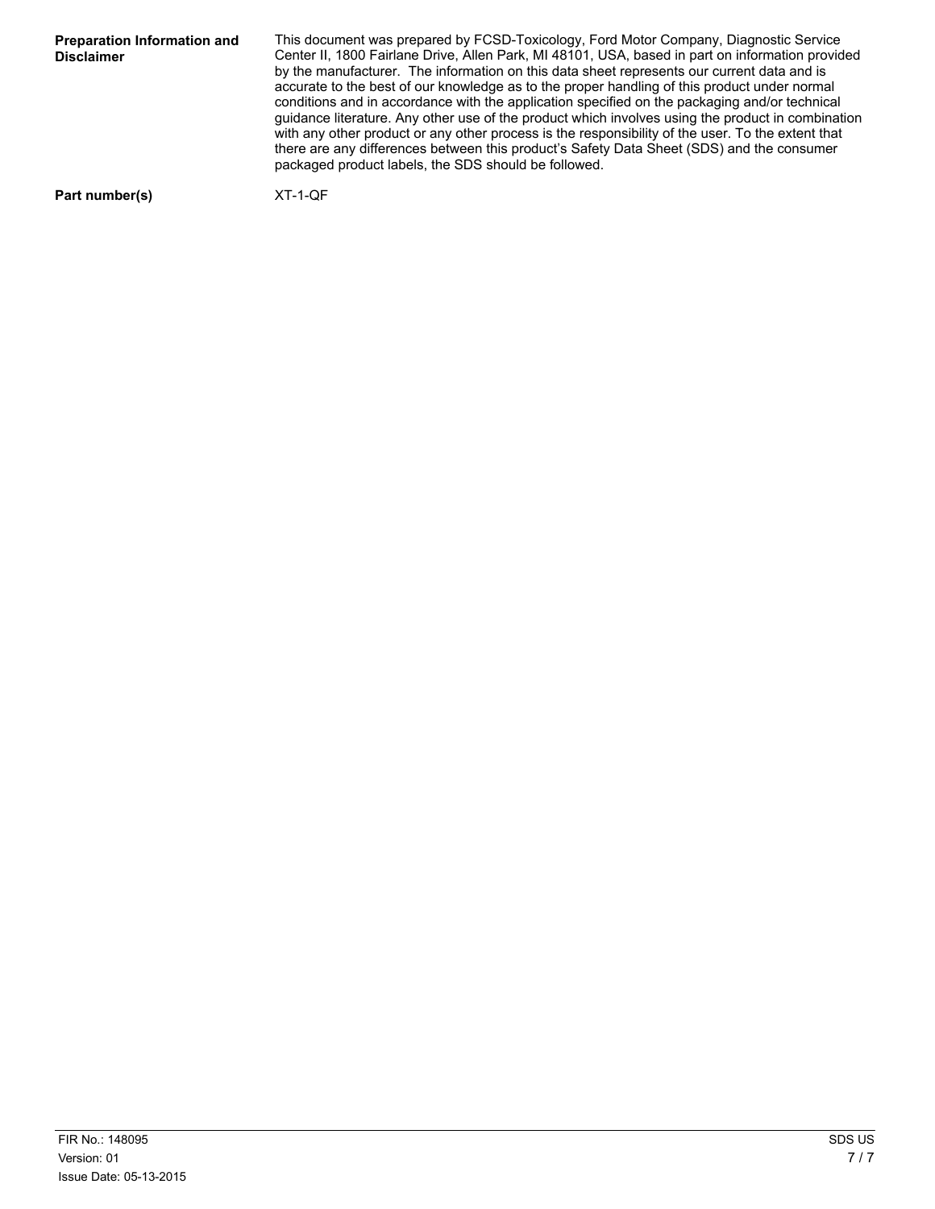**Preparation Information and Disclaimer**

This document was prepared by FCSD-Toxicology, Ford Motor Company, Diagnostic Service Center II, 1800 Fairlane Drive, Allen Park, MI 48101, USA, based in part on information provided by the manufacturer. The information on this data sheet represents our current data and is accurate to the best of our knowledge as to the proper handling of this product under normal conditions and in accordance with the application specified on the packaging and/or technical guidance literature. Any other use of the product which involves using the product in combination with any other product or any other process is the responsibility of the user. To the extent that there are any differences between this product's Safety Data Sheet (SDS) and the consumer packaged product labels, the SDS should be followed.

**Part number(s)**

XT-1-QF